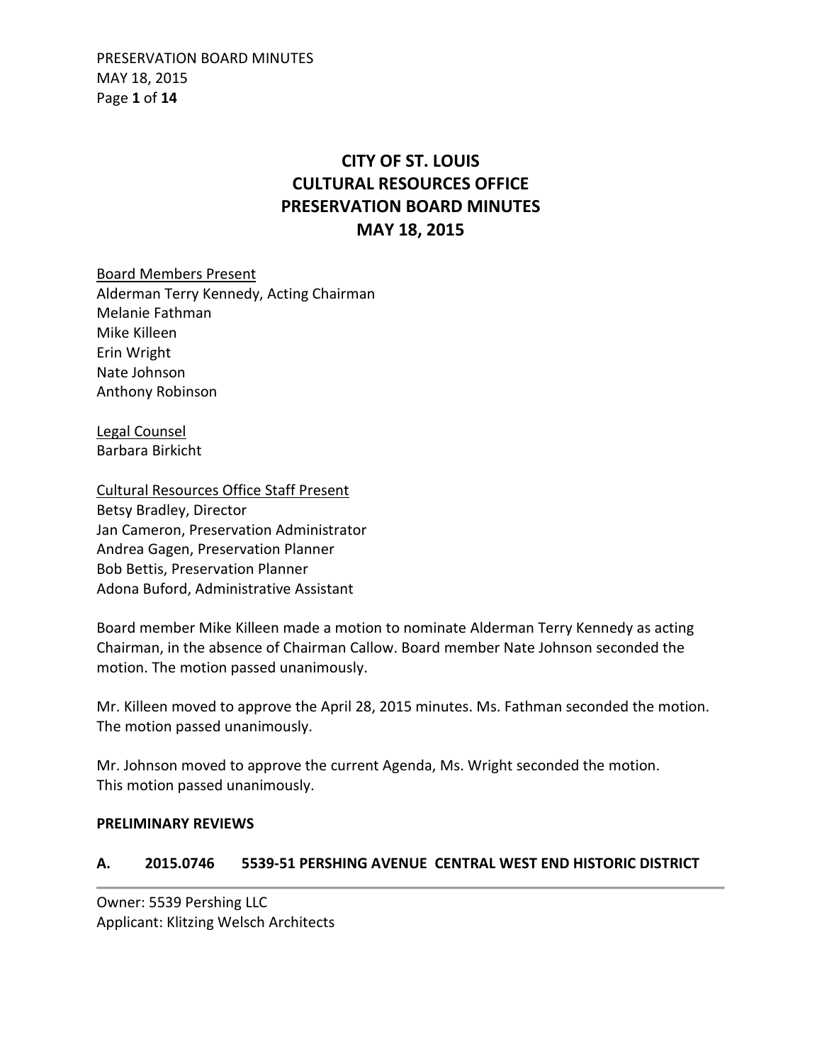# CITY OF ST. LOUIS
# CULTURAL RESOURCES OFFICE
# PRESERVATION BOARD MINUTES
# MAY 18, 2015

Board Members Present
Alderman Terry Kennedy, Acting Chairman
Melanie Fathman
Mike Killeen
Erin Wright
Nate Johnson
Anthony Robinson

Legal Counsel
Barbara Birkicht

Cultural Resources Office Staff Present
Betsy Bradley, Director
Jan Cameron, Preservation Administrator
Andrea Gagen, Preservation Planner
Bob Bettis, Preservation Planner
Adona Buford, Administrative Assistant

Board member Mike Killeen made a motion to nominate Alderman Terry Kennedy as acting Chairman, in the absence of Chairman Callow. Board member Nate Johnson seconded the motion. The motion passed unanimously.

Mr. Killeen moved to approve the April 28, 2015 minutes. Ms. Fathman seconded the motion. The motion passed unanimously.

Mr. Johnson moved to approve the current Agenda, Ms. Wright seconded the motion. This motion passed unanimously.

**PRELIMINARY REVIEWS**

## A. 2015.0746 5539-51 PERSHING AVENUE CENTRAL WEST END HISTORIC DISTRICT

Owner: 5539 Pershing LLC
Applicant: Klitzing Welsch Architects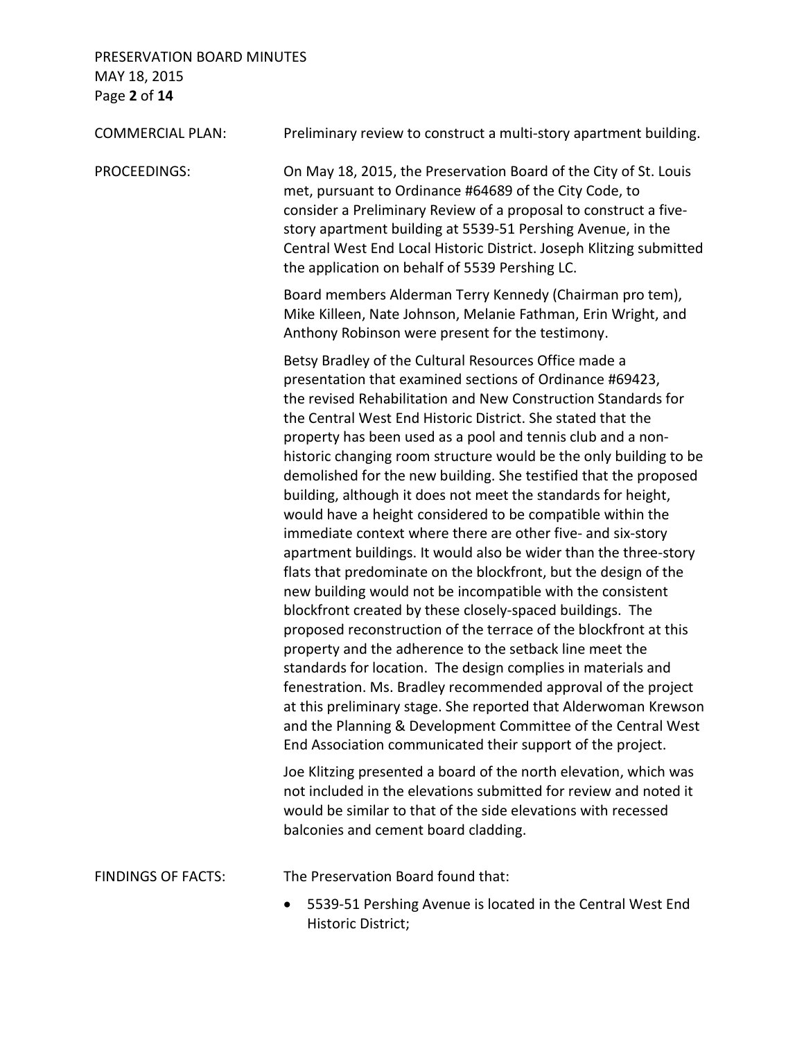**COMMERCIAL PLAN:** Preliminary review to construct a multi-story apartment building.

**PROCEEDINGS:** On May 18, 2015, the Preservation Board of the City of St. Louis met, pursuant to Ordinance #64689 of the City Code, to consider a Preliminary Review of a proposal to construct a five-story apartment building at 5539-51 Pershing Avenue, in the Central West End Local Historic District. Joseph Klitzing submitted the application on behalf of 5539 Pershing LC.

Board members Alderman Terry Kennedy (Chairman pro tem), Mike Killeen, Nate Johnson, Melanie Fathman, Erin Wright, and Anthony Robinson were present for the testimony.

Betsy Bradley of the Cultural Resources Office made a presentation that examined sections of Ordinance #69423, the revised Rehabilitation and New Construction Standards for the Central West End Historic District. She stated that the property has been used as a pool and tennis club and a non-historic changing room structure would be the only building to be demolished for the new building. She testified that the proposed building, although it does not meet the standards for height, would have a height considered to be compatible within the immediate context where there are other five- and six-story apartment buildings. It would also be wider than the three-story flats that predominate on the blockfront, but the design of the new building would not be incompatible with the consistent blockfront created by these closely-spaced buildings. The proposed reconstruction of the terrace of the blockfront at this property and the adherence to the setback line meet the standards for location. The design complies in materials and fenestration. Ms. Bradley recommended approval of the project at this preliminary stage. She reported that Alderwoman Krewson and the Planning & Development Committee of the Central West End Association communicated their support of the project.

Joe Klitzing presented a board of the north elevation, which was not included in the elevations submitted for review and noted it would be similar to that of the side elevations with recessed balconies and cement board cladding.

**FINDINGS OF FACTS:** The Preservation Board found that:

- 5539-51 Pershing Avenue is located in the Central West End Historic District;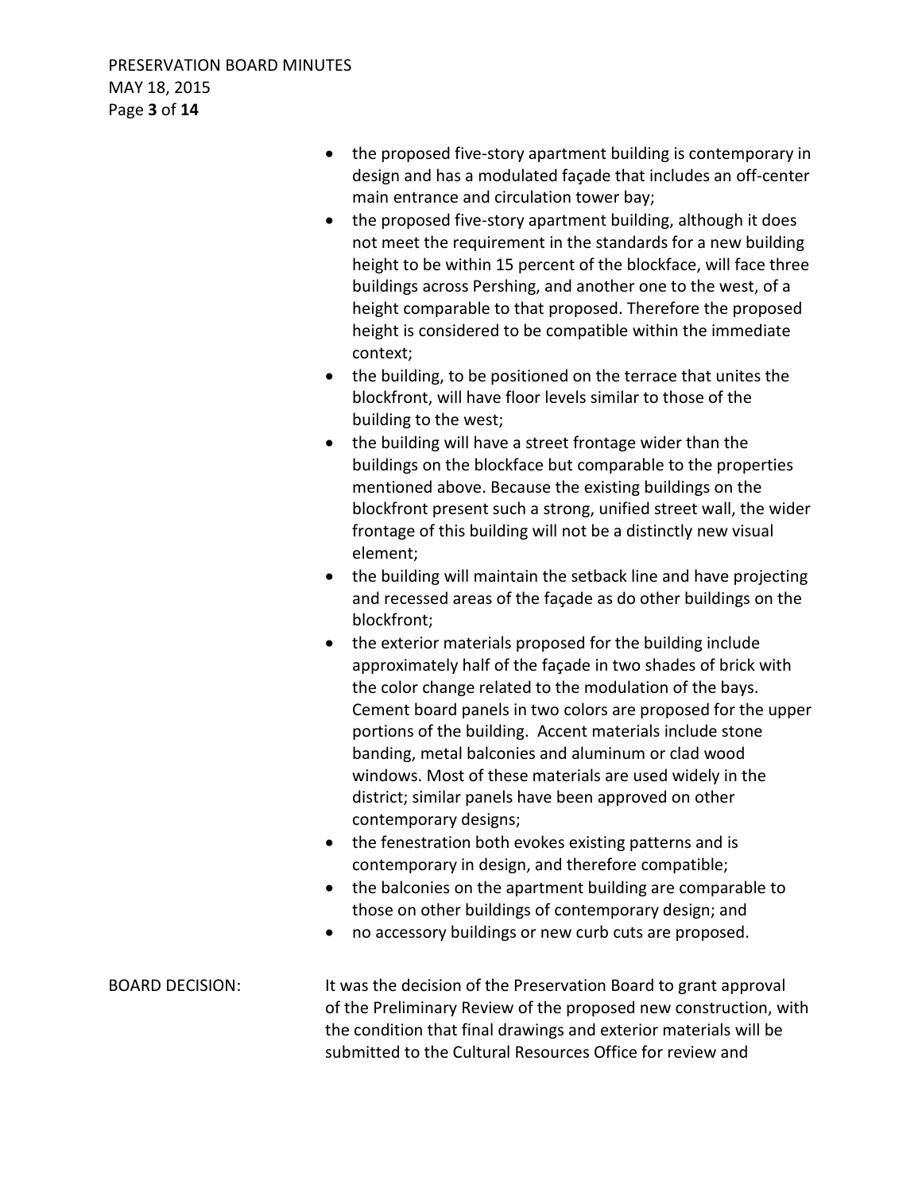- the proposed five-story apartment building is contemporary in design and has a modulated façade that includes an off-center main entrance and circulation tower bay;
- the proposed five-story apartment building, although it does not meet the requirement in the standards for a new building height to be within 15 percent of the blockface, will face three buildings across Pershing, and another one to the west, of a height comparable to that proposed. Therefore the proposed height is considered to be compatible within the immediate context;
- the building, to be positioned on the terrace that unites the blockfront, will have floor levels similar to those of the building to the west;
- the building will have a street frontage wider than the buildings on the blockface but comparable to the properties mentioned above. Because the existing buildings on the blockfront present such a strong, unified street wall, the wider frontage of this building will not be a distinctly new visual element;
- the building will maintain the setback line and have projecting and recessed areas of the façade as do other buildings on the blockfront;
- the exterior materials proposed for the building include approximately half of the façade in two shades of brick with the color change related to the modulation of the bays. Cement board panels in two colors are proposed for the upper portions of the building. Accent materials include stone banding, metal balconies and aluminum or clad wood windows. Most of these materials are used widely in the district; similar panels have been approved on other contemporary designs;
- the fenestration both evokes existing patterns and is contemporary in design, and therefore compatible;
- the balconies on the apartment building are comparable to those on other buildings of contemporary design; and
- no accessory buildings or new curb cuts are proposed.

BOARD DECISION: It was the decision of the Preservation Board to grant approval of the Preliminary Review of the proposed new construction, with the condition that final drawings and exterior materials will be submitted to the Cultural Resources Office for review and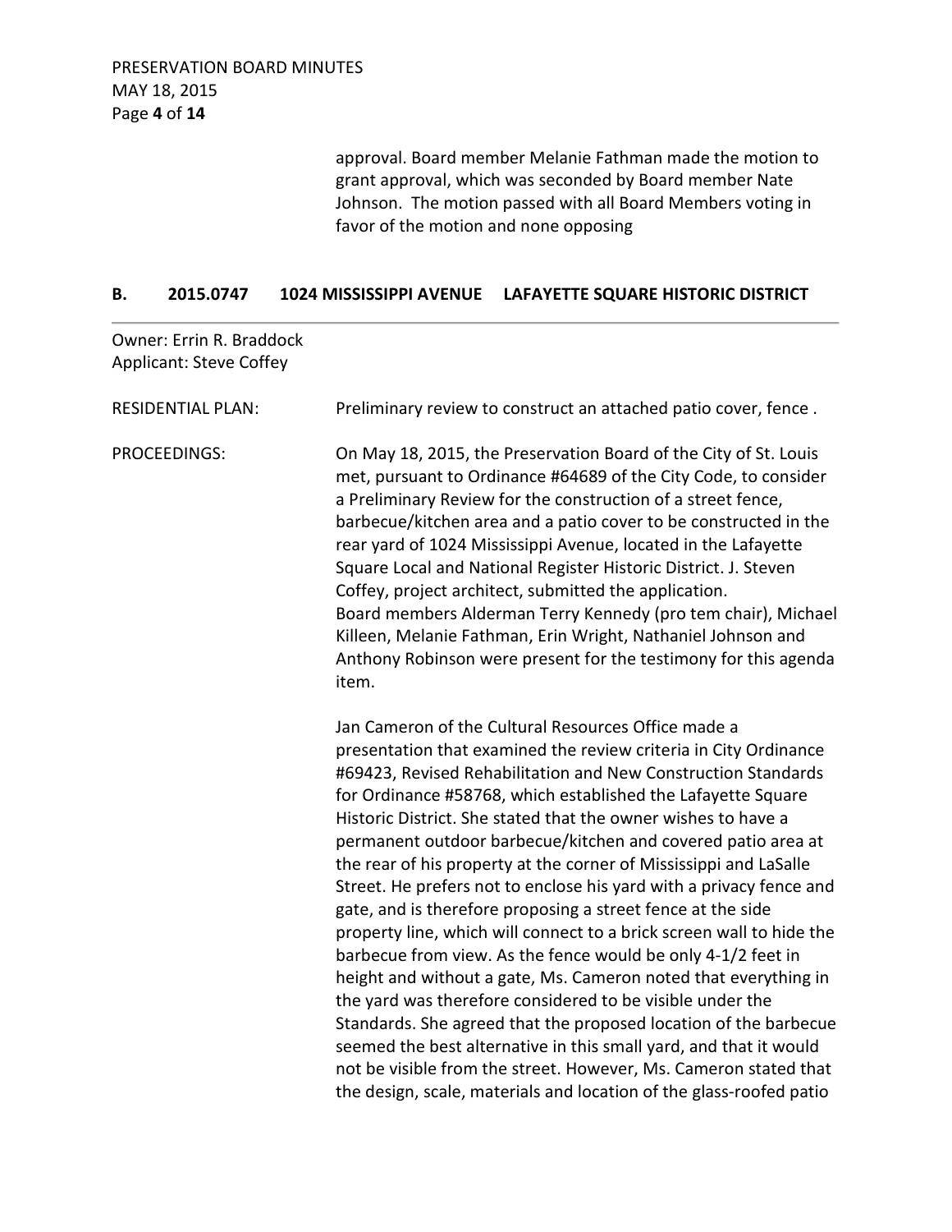approval. Board member Melanie Fathman made the motion to grant approval, which was seconded by Board member Nate Johnson. The motion passed with all Board Members voting in favor of the motion and none opposing

## B. 2015.0747 1024 MISSISSIPPI AVENUE LAFAYETTE SQUARE HISTORIC DISTRICT

Owner: Errin R. Braddock
Applicant: Steve Coffey

RESIDENTIAL PLAN: Preliminary review to construct an attached patio cover, fence .

PROCEEDINGS: On May 18, 2015, the Preservation Board of the City of St. Louis met, pursuant to Ordinance #64689 of the City Code, to consider a Preliminary Review for the construction of a street fence, barbecue/kitchen area and a patio cover to be constructed in the rear yard of 1024 Mississippi Avenue, located in the Lafayette Square Local and National Register Historic District. J. Steven Coffey, project architect, submitted the application.
Board members Alderman Terry Kennedy (pro tem chair), Michael Killeen, Melanie Fathman, Erin Wright, Nathaniel Johnson and Anthony Robinson were present for the testimony for this agenda item.

Jan Cameron of the Cultural Resources Office made a presentation that examined the review criteria in City Ordinance #69423, Revised Rehabilitation and New Construction Standards for Ordinance #58768, which established the Lafayette Square Historic District. She stated that the owner wishes to have a permanent outdoor barbecue/kitchen and covered patio area at the rear of his property at the corner of Mississippi and LaSalle Street. He prefers not to enclose his yard with a privacy fence and gate, and is therefore proposing a street fence at the side property line, which will connect to a brick screen wall to hide the barbecue from view. As the fence would be only 4-1/2 feet in height and without a gate, Ms. Cameron noted that everything in the yard was therefore considered to be visible under the Standards. She agreed that the proposed location of the barbecue seemed the best alternative in this small yard, and that it would not be visible from the street. However, Ms. Cameron stated that the design, scale, materials and location of the glass-roofed patio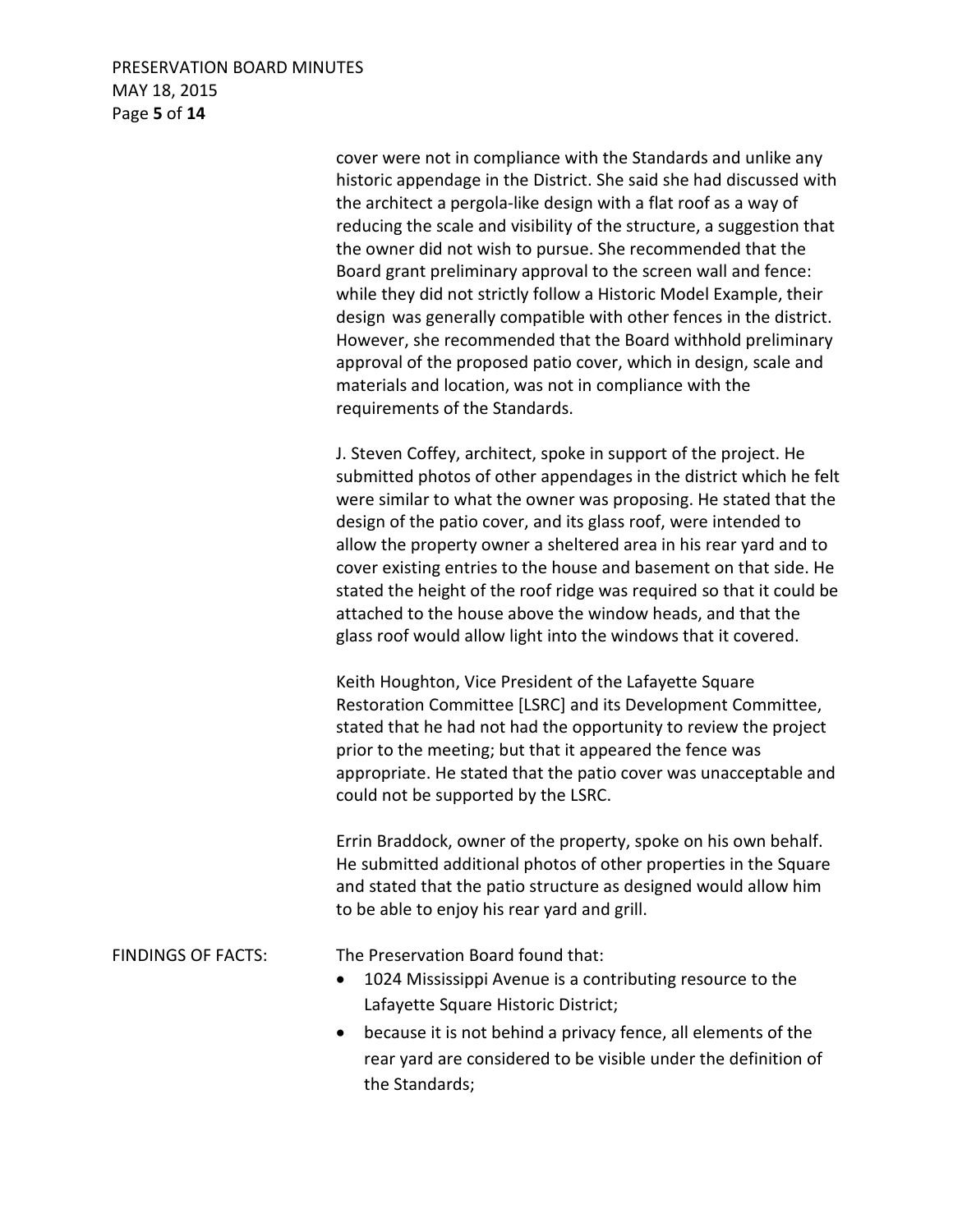cover were not in compliance with the Standards and unlike any historic appendage in the District. She said she had discussed with the architect a pergola-like design with a flat roof as a way of reducing the scale and visibility of the structure, a suggestion that the owner did not wish to pursue. She recommended that the Board grant preliminary approval to the screen wall and fence: while they did not strictly follow a Historic Model Example, their design was generally compatible with other fences in the district. However, she recommended that the Board withhold preliminary approval of the proposed patio cover, which in design, scale and materials and location, was not in compliance with the requirements of the Standards.

J. Steven Coffey, architect, spoke in support of the project. He submitted photos of other appendages in the district which he felt were similar to what the owner was proposing. He stated that the design of the patio cover, and its glass roof, were intended to allow the property owner a sheltered area in his rear yard and to cover existing entries to the house and basement on that side. He stated the height of the roof ridge was required so that it could be attached to the house above the window heads, and that the glass roof would allow light into the windows that it covered.

Keith Houghton, Vice President of the Lafayette Square Restoration Committee [LSRC] and its Development Committee, stated that he had not had the opportunity to review the project prior to the meeting; but that it appeared the fence was appropriate. He stated that the patio cover was unacceptable and could not be supported by the LSRC.

Errin Braddock, owner of the property, spoke on his own behalf. He submitted additional photos of other properties in the Square and stated that the patio structure as designed would allow him to be able to enjoy his rear yard and grill.

FINDINGS OF FACTS: The Preservation Board found that:

- 1024 Mississippi Avenue is a contributing resource to the Lafayette Square Historic District;
- because it is not behind a privacy fence, all elements of the rear yard are considered to be visible under the definition of the Standards;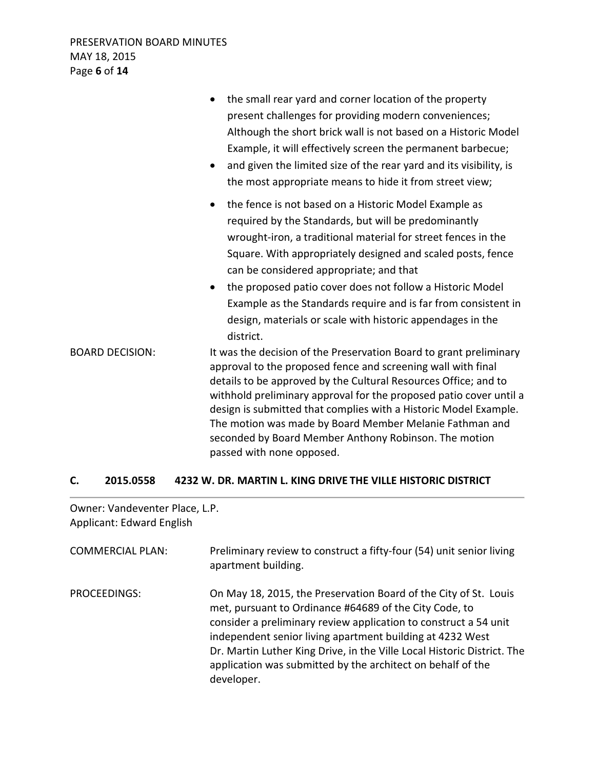- the small rear yard and corner location of the property present challenges for providing modern conveniences; Although the short brick wall is not based on a Historic Model Example, it will effectively screen the permanent barbecue;
- and given the limited size of the rear yard and its visibility, is the most appropriate means to hide it from street view;
- the fence is not based on a Historic Model Example as required by the Standards, but will be predominantly wrought-iron, a traditional material for street fences in the Square. With appropriately designed and scaled posts, fence can be considered appropriate; and that
- the proposed patio cover does not follow a Historic Model Example as the Standards require and is far from consistent in design, materials or scale with historic appendages in the district.

BOARD DECISION: It was the decision of the Preservation Board to grant preliminary approval to the proposed fence and screening wall with final details to be approved by the Cultural Resources Office; and to withhold preliminary approval for the proposed patio cover until a design is submitted that complies with a Historic Model Example. The motion was made by Board Member Melanie Fathman and seconded by Board Member Anthony Robinson. The motion passed with none opposed.

### C. 2015.0558 4232 W. DR. MARTIN L. KING DRIVE THE VILLE HISTORIC DISTRICT

Owner: Vandeventer Place, L.P.
Applicant: Edward English

COMMERCIAL PLAN: Preliminary review to construct a fifty-four (54) unit senior living apartment building.

PROCEEDINGS: On May 18, 2015, the Preservation Board of the City of St. Louis met, pursuant to Ordinance #64689 of the City Code, to consider a preliminary review application to construct a 54 unit independent senior living apartment building at 4232 West Dr. Martin Luther King Drive, in the Ville Local Historic District. The application was submitted by the architect on behalf of the developer.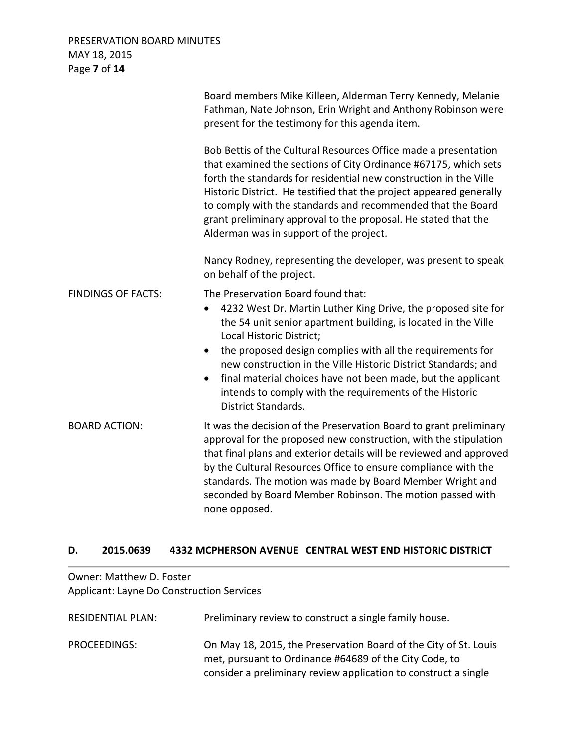Board members Mike Killeen, Alderman Terry Kennedy, Melanie Fathman, Nate Johnson, Erin Wright and Anthony Robinson were present for the testimony for this agenda item.

Bob Bettis of the Cultural Resources Office made a presentation that examined the sections of City Ordinance #67175, which sets forth the standards for residential new construction in the Ville Historic District. He testified that the project appeared generally to comply with the standards and recommended that the Board grant preliminary approval to the proposal. He stated that the Alderman was in support of the project.

Nancy Rodney, representing the developer, was present to speak on behalf of the project.

FINDINGS OF FACTS: The Preservation Board found that:

- 4232 West Dr. Martin Luther King Drive, the proposed site for the 54 unit senior apartment building, is located in the Ville Local Historic District;
- the proposed design complies with all the requirements for new construction in the Ville Historic District Standards; and
- final material choices have not been made, but the applicant intends to comply with the requirements of the Historic District Standards.

BOARD ACTION: It was the decision of the Preservation Board to grant preliminary approval for the proposed new construction, with the stipulation that final plans and exterior details will be reviewed and approved by the Cultural Resources Office to ensure compliance with the standards. The motion was made by Board Member Wright and seconded by Board Member Robinson. The motion passed with none opposed.

## D. 2015.0639 4332 MCPHERSON AVENUE CENTRAL WEST END HISTORIC DISTRICT

Owner: Matthew D. Foster
Applicant: Layne Do Construction Services

RESIDENTIAL PLAN: Preliminary review to construct a single family house.

PROCEEDINGS: On May 18, 2015, the Preservation Board of the City of St. Louis met, pursuant to Ordinance #64689 of the City Code, to consider a preliminary review application to construct a single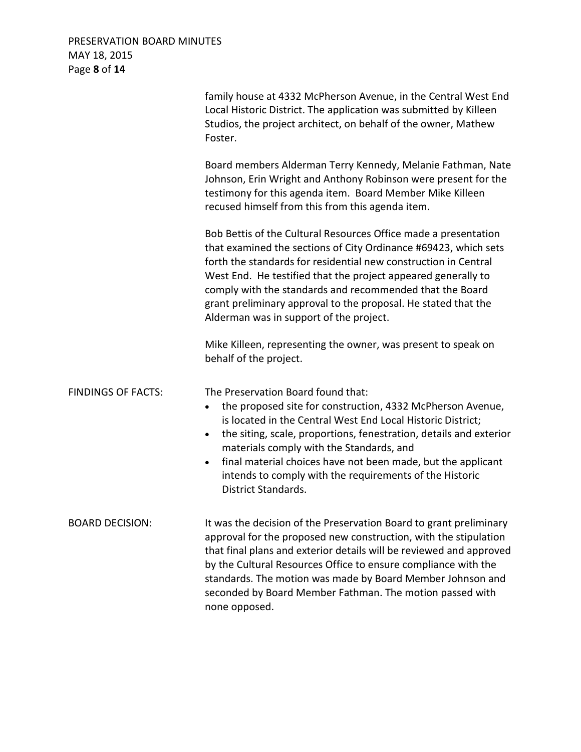family house at 4332 McPherson Avenue, in the Central West End Local Historic District. The application was submitted by Killeen Studios, the project architect, on behalf of the owner, Mathew Foster.

Board members Alderman Terry Kennedy, Melanie Fathman, Nate Johnson, Erin Wright and Anthony Robinson were present for the testimony for this agenda item. Board Member Mike Killeen recused himself from this from this agenda item.

Bob Bettis of the Cultural Resources Office made a presentation that examined the sections of City Ordinance #69423, which sets forth the standards for residential new construction in Central West End. He testified that the project appeared generally to comply with the standards and recommended that the Board grant preliminary approval to the proposal. He stated that the Alderman was in support of the project.

Mike Killeen, representing the owner, was present to speak on behalf of the project.

FINDINGS OF FACTS: The Preservation Board found that:

- the proposed site for construction, 4332 McPherson Avenue, is located in the Central West End Local Historic District;
- the siting, scale, proportions, fenestration, details and exterior materials comply with the Standards, and
- final material choices have not been made, but the applicant intends to comply with the requirements of the Historic District Standards.

BOARD DECISION: It was the decision of the Preservation Board to grant preliminary approval for the proposed new construction, with the stipulation that final plans and exterior details will be reviewed and approved by the Cultural Resources Office to ensure compliance with the standards. The motion was made by Board Member Johnson and seconded by Board Member Fathman. The motion passed with none opposed.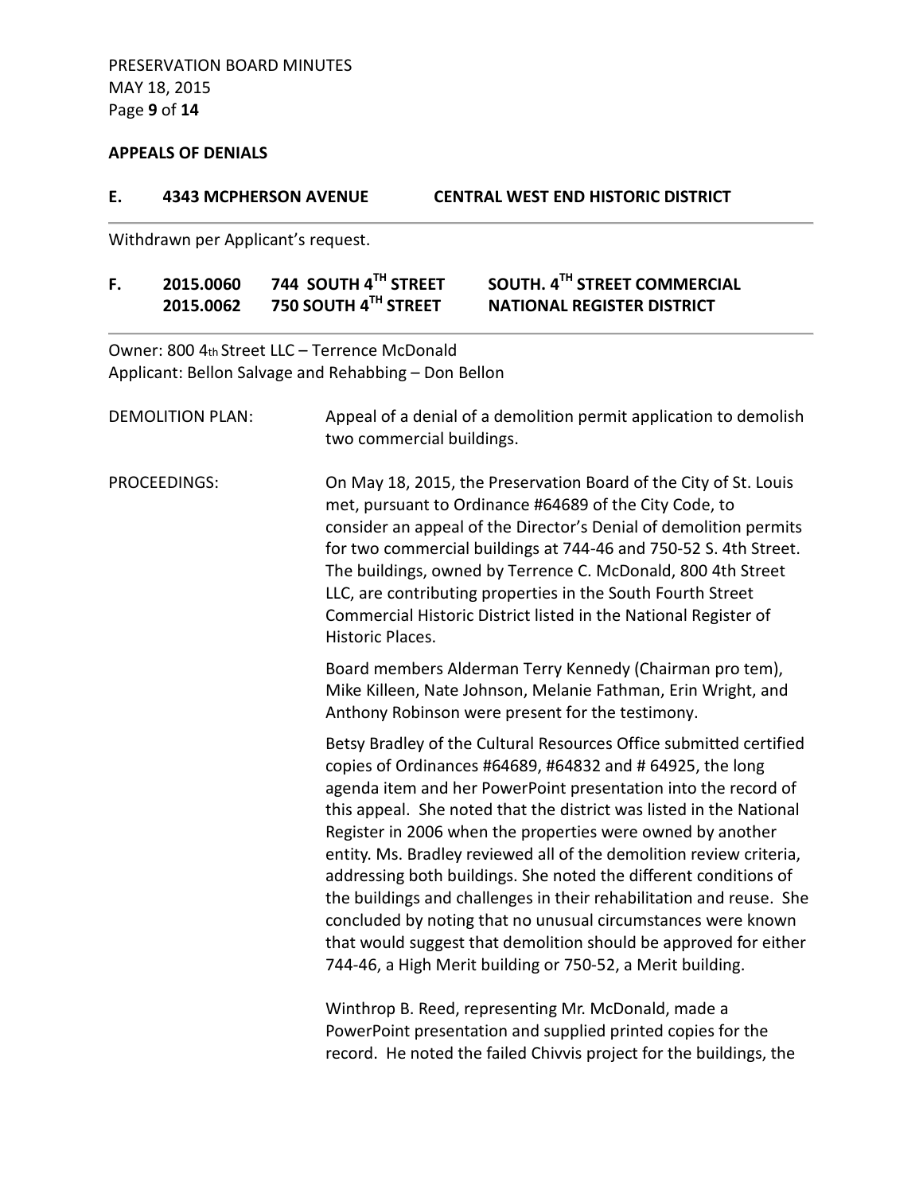## APPEALS OF DENIALS

### E. 4343 MCPHERSON AVENUE — CENTRAL WEST END HISTORIC DISTRICT

Withdrawn per Applicant's request.

### F. 2015.0060 744 SOUTH 4TH STREET / 2015.0062 750 SOUTH 4TH STREET — SOUTH. 4TH STREET COMMERCIAL NATIONAL REGISTER DISTRICT

Owner: 800 4th Street LLC – Terrence McDonald
Applicant: Bellon Salvage and Rehabbing – Don Bellon

DEMOLITION PLAN: Appeal of a denial of a demolition permit application to demolish two commercial buildings.

PROCEEDINGS: On May 18, 2015, the Preservation Board of the City of St. Louis met, pursuant to Ordinance #64689 of the City Code, to consider an appeal of the Director's Denial of demolition permits for two commercial buildings at 744-46 and 750-52 S. 4th Street. The buildings, owned by Terrence C. McDonald, 800 4th Street LLC, are contributing properties in the South Fourth Street Commercial Historic District listed in the National Register of Historic Places.

Board members Alderman Terry Kennedy (Chairman pro tem), Mike Killeen, Nate Johnson, Melanie Fathman, Erin Wright, and Anthony Robinson were present for the testimony.

Betsy Bradley of the Cultural Resources Office submitted certified copies of Ordinances #64689, #64832 and # 64925, the long agenda item and her PowerPoint presentation into the record of this appeal. She noted that the district was listed in the National Register in 2006 when the properties were owned by another entity. Ms. Bradley reviewed all of the demolition review criteria, addressing both buildings. She noted the different conditions of the buildings and challenges in their rehabilitation and reuse. She concluded by noting that no unusual circumstances were known that would suggest that demolition should be approved for either 744-46, a High Merit building or 750-52, a Merit building.

Winthrop B. Reed, representing Mr. McDonald, made a PowerPoint presentation and supplied printed copies for the record. He noted the failed Chivvis project for the buildings, the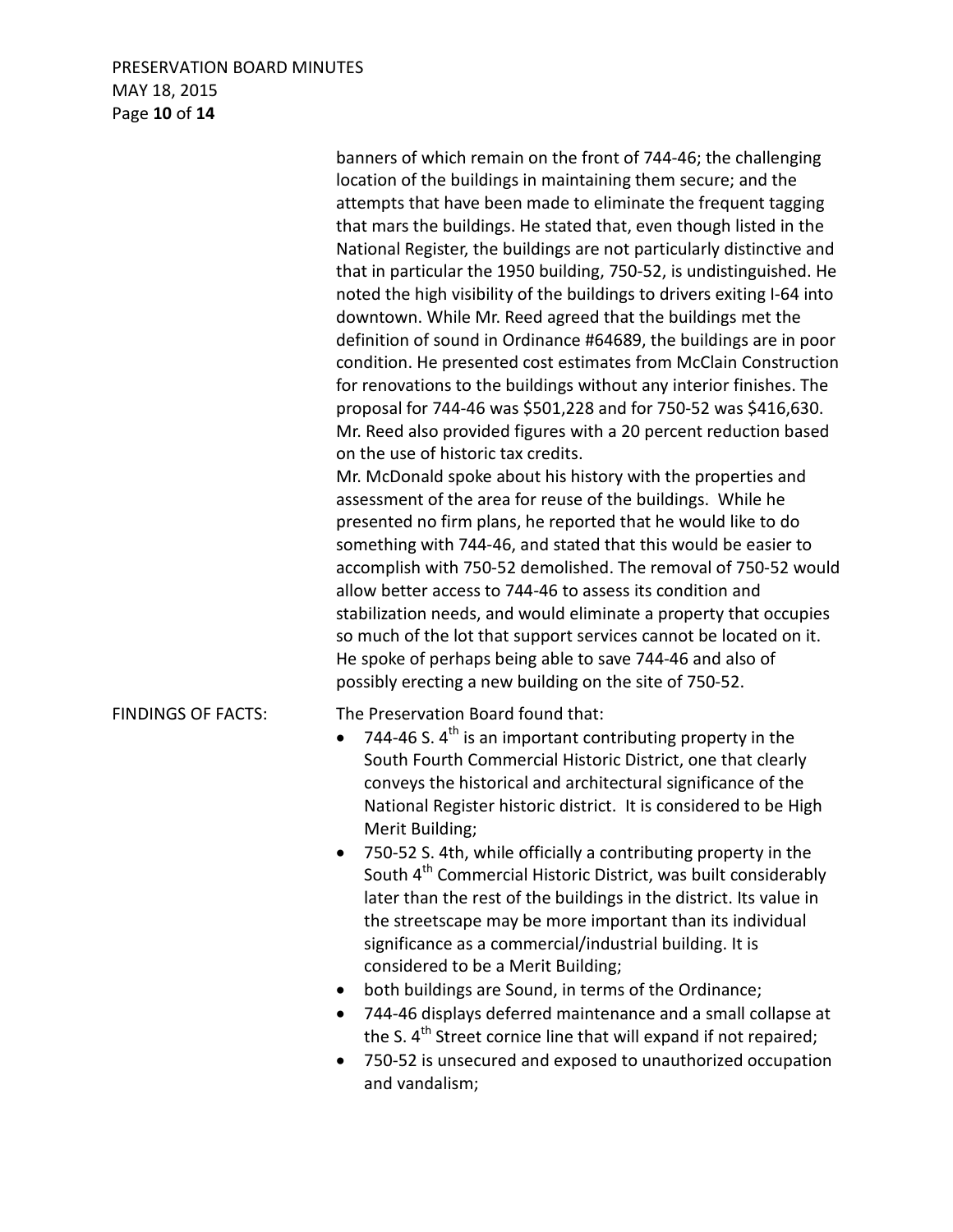banners of which remain on the front of 744-46; the challenging location of the buildings in maintaining them secure; and the attempts that have been made to eliminate the frequent tagging that mars the buildings. He stated that, even though listed in the National Register, the buildings are not particularly distinctive and that in particular the 1950 building, 750-52, is undistinguished. He noted the high visibility of the buildings to drivers exiting I-64 into downtown. While Mr. Reed agreed that the buildings met the definition of sound in Ordinance #64689, the buildings are in poor condition. He presented cost estimates from McClain Construction for renovations to the buildings without any interior finishes. The proposal for 744-46 was $501,228 and for 750-52 was $416,630. Mr. Reed also provided figures with a 20 percent reduction based on the use of historic tax credits.

Mr. McDonald spoke about his history with the properties and assessment of the area for reuse of the buildings. While he presented no firm plans, he reported that he would like to do something with 744-46, and stated that this would be easier to accomplish with 750-52 demolished. The removal of 750-52 would allow better access to 744-46 to assess its condition and stabilization needs, and would eliminate a property that occupies so much of the lot that support services cannot be located on it. He spoke of perhaps being able to save 744-46 and also of possibly erecting a new building on the site of 750-52.

FINDINGS OF FACTS: The Preservation Board found that:

- 744-46 S. 4th is an important contributing property in the South Fourth Commercial Historic District, one that clearly conveys the historical and architectural significance of the National Register historic district. It is considered to be High Merit Building;
- 750-52 S. 4th, while officially a contributing property in the South 4th Commercial Historic District, was built considerably later than the rest of the buildings in the district. Its value in the streetscape may be more important than its individual significance as a commercial/industrial building. It is considered to be a Merit Building;
- both buildings are Sound, in terms of the Ordinance;
- 744-46 displays deferred maintenance and a small collapse at the S. 4th Street cornice line that will expand if not repaired;
- 750-52 is unsecured and exposed to unauthorized occupation and vandalism;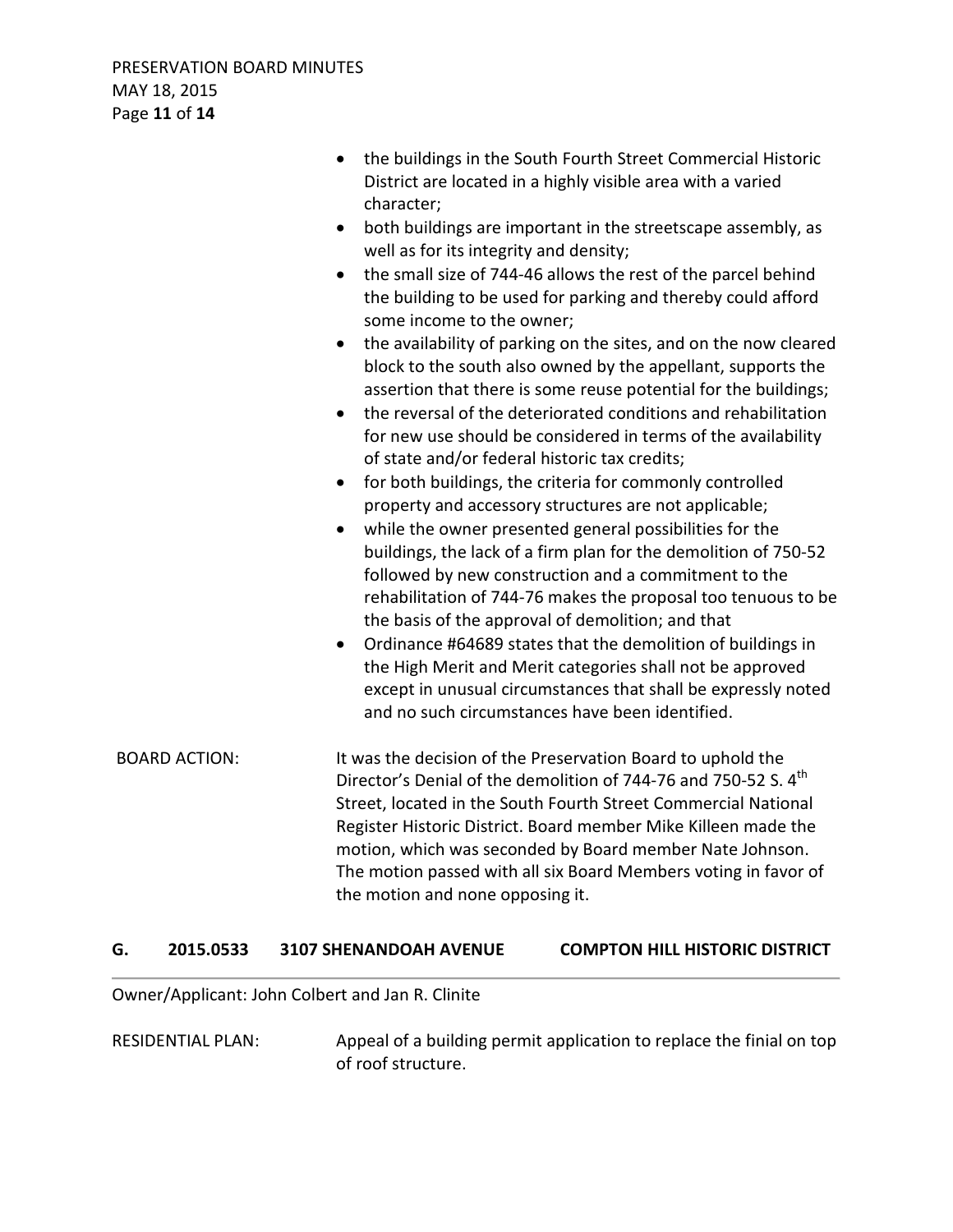- the buildings in the South Fourth Street Commercial Historic District are located in a highly visible area with a varied character;
- both buildings are important in the streetscape assembly, as well as for its integrity and density;
- the small size of 744-46 allows the rest of the parcel behind the building to be used for parking and thereby could afford some income to the owner;
- the availability of parking on the sites, and on the now cleared block to the south also owned by the appellant, supports the assertion that there is some reuse potential for the buildings;
- the reversal of the deteriorated conditions and rehabilitation for new use should be considered in terms of the availability of state and/or federal historic tax credits;
- for both buildings, the criteria for commonly controlled property and accessory structures are not applicable;
- while the owner presented general possibilities for the buildings, the lack of a firm plan for the demolition of 750-52 followed by new construction and a commitment to the rehabilitation of 744-76 makes the proposal too tenuous to be the basis of the approval of demolition; and that
- Ordinance #64689 states that the demolition of buildings in the High Merit and Merit categories shall not be approved except in unusual circumstances that shall be expressly noted and no such circumstances have been identified.

BOARD ACTION: It was the decision of the Preservation Board to uphold the Director's Denial of the demolition of 744-76 and 750-52 S. 4th Street, located in the South Fourth Street Commercial National Register Historic District. Board member Mike Killeen made the motion, which was seconded by Board member Nate Johnson. The motion passed with all six Board Members voting in favor of the motion and none opposing it.

## G. 2015.0533 3107 SHENANDOAH AVENUE COMPTON HILL HISTORIC DISTRICT

Owner/Applicant: John Colbert and Jan R. Clinite

RESIDENTIAL PLAN: Appeal of a building permit application to replace the finial on top of roof structure.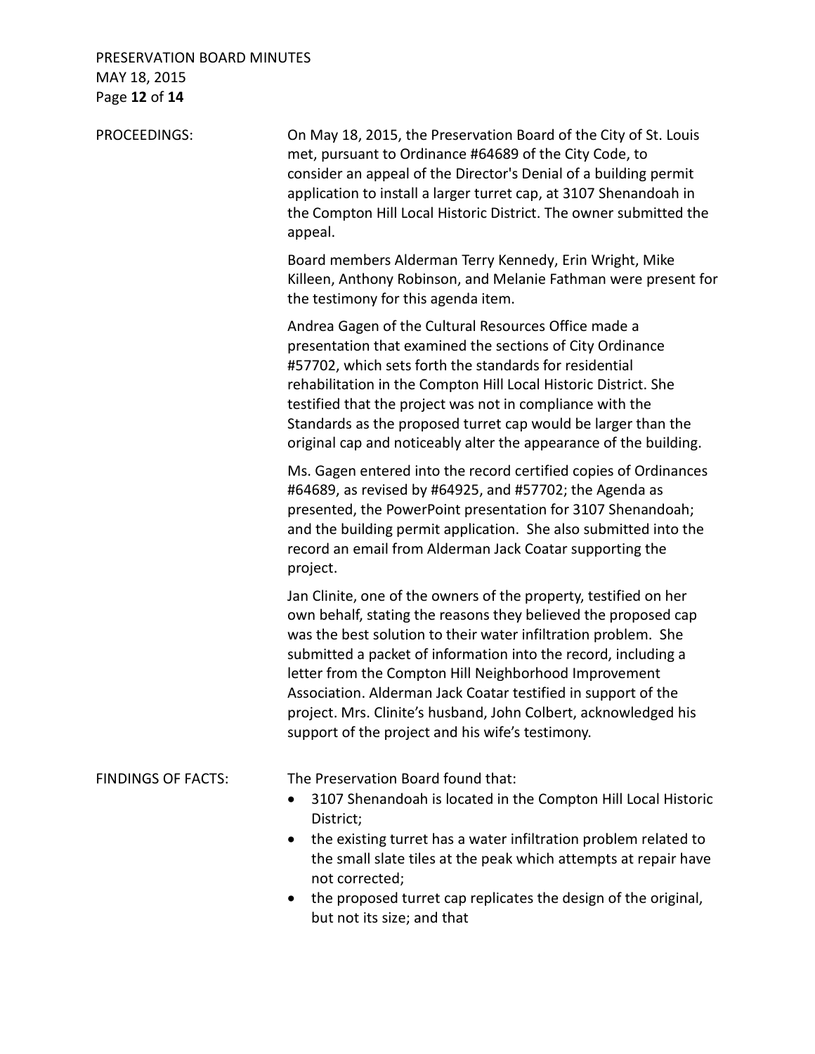PROCEEDINGS:

On May 18, 2015, the Preservation Board of the City of St. Louis met, pursuant to Ordinance #64689 of the City Code, to consider an appeal of the Director's Denial of a building permit application to install a larger turret cap, at 3107 Shenandoah in the Compton Hill Local Historic District. The owner submitted the appeal.

Board members Alderman Terry Kennedy, Erin Wright, Mike Killeen, Anthony Robinson, and Melanie Fathman were present for the testimony for this agenda item.

Andrea Gagen of the Cultural Resources Office made a presentation that examined the sections of City Ordinance #57702, which sets forth the standards for residential rehabilitation in the Compton Hill Local Historic District. She testified that the project was not in compliance with the Standards as the proposed turret cap would be larger than the original cap and noticeably alter the appearance of the building.

Ms. Gagen entered into the record certified copies of Ordinances #64689, as revised by #64925, and #57702; the Agenda as presented, the PowerPoint presentation for 3107 Shenandoah; and the building permit application. She also submitted into the record an email from Alderman Jack Coatar supporting the project.

Jan Clinite, one of the owners of the property, testified on her own behalf, stating the reasons they believed the proposed cap was the best solution to their water infiltration problem. She submitted a packet of information into the record, including a letter from the Compton Hill Neighborhood Improvement Association. Alderman Jack Coatar testified in support of the project. Mrs. Clinite's husband, John Colbert, acknowledged his support of the project and his wife's testimony.

FINDINGS OF FACTS:

The Preservation Board found that:

- 3107 Shenandoah is located in the Compton Hill Local Historic District;
- the existing turret has a water infiltration problem related to the small slate tiles at the peak which attempts at repair have not corrected;
- the proposed turret cap replicates the design of the original, but not its size; and that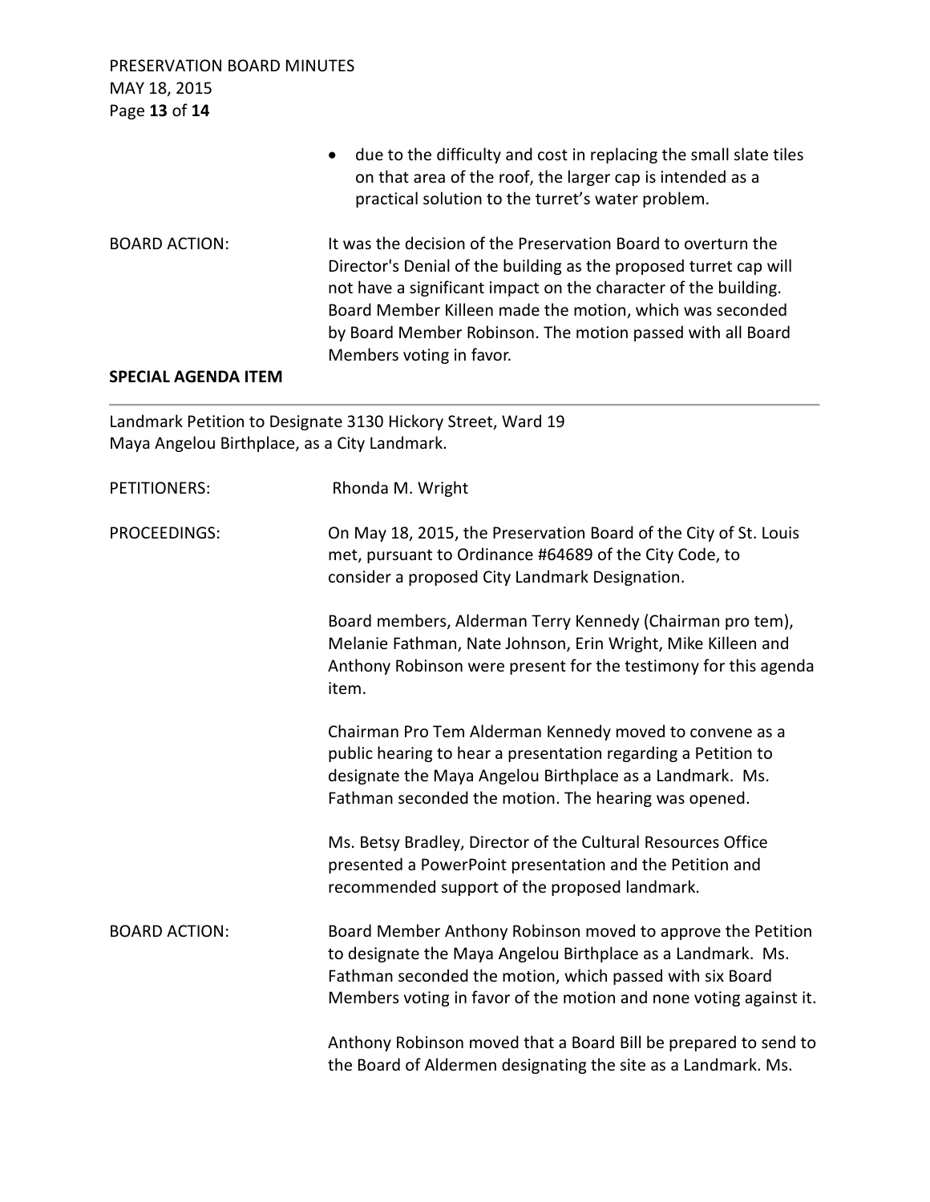- due to the difficulty and cost in replacing the small slate tiles on that area of the roof, the larger cap is intended as a practical solution to the turret's water problem.

BOARD ACTION: It was the decision of the Preservation Board to overturn the Director's Denial of the building as the proposed turret cap will not have a significant impact on the character of the building. Board Member Killeen made the motion, which was seconded by Board Member Robinson. The motion passed with all Board Members voting in favor.

## SPECIAL AGENDA ITEM

---

Landmark Petition to Designate 3130 Hickory Street, Ward 19
Maya Angelou Birthplace, as a City Landmark.

PETITIONERS: Rhonda M. Wright

PROCEEDINGS: On May 18, 2015, the Preservation Board of the City of St. Louis met, pursuant to Ordinance #64689 of the City Code, to consider a proposed City Landmark Designation.

Board members, Alderman Terry Kennedy (Chairman pro tem), Melanie Fathman, Nate Johnson, Erin Wright, Mike Killeen and Anthony Robinson were present for the testimony for this agenda item.

Chairman Pro Tem Alderman Kennedy moved to convene as a public hearing to hear a presentation regarding a Petition to designate the Maya Angelou Birthplace as a Landmark. Ms. Fathman seconded the motion. The hearing was opened.

Ms. Betsy Bradley, Director of the Cultural Resources Office presented a PowerPoint presentation and the Petition and recommended support of the proposed landmark.

BOARD ACTION: Board Member Anthony Robinson moved to approve the Petition to designate the Maya Angelou Birthplace as a Landmark. Ms. Fathman seconded the motion, which passed with six Board Members voting in favor of the motion and none voting against it.

Anthony Robinson moved that a Board Bill be prepared to send to the Board of Aldermen designating the site as a Landmark. Ms.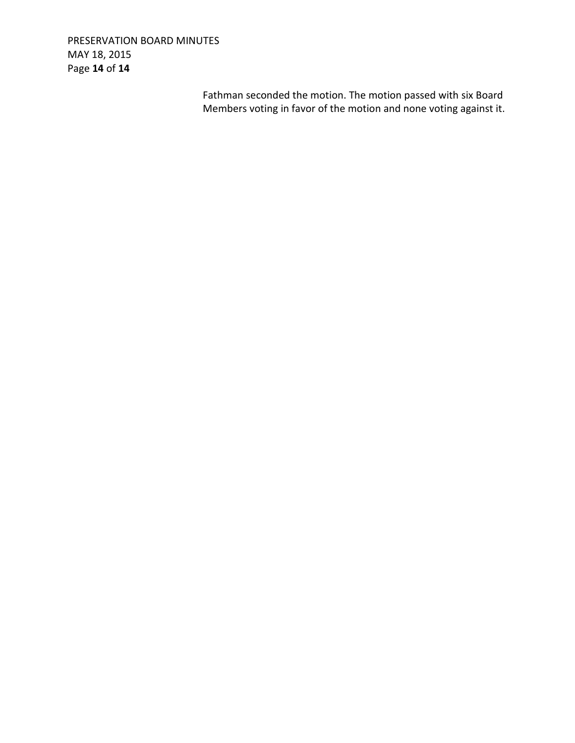Fathman seconded the motion. The motion passed with six Board Members voting in favor of the motion and none voting against it.